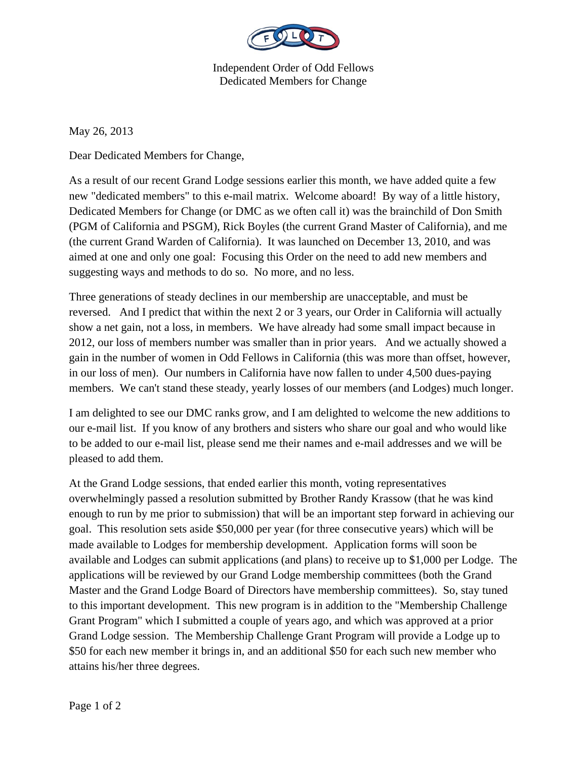Independent Order of Odd Fellows
Dedicated Members for Change

May 26, 2013

Dear Dedicated Members for Change,

As a result of our recent Grand Lodge sessions earlier this month, we have added quite a few new "dedicated members" to this e-mail matrix. Welcome aboard! By way of a little history, Dedicated Members for Change (or DMC as we often call it) was the brainchild of Don Smith (PGM of California and PSGM), Rick Boyles (the current Grand Master of California), and me (the current Grand Warden of California). It was launched on December 13, 2010, and was aimed at one and only one goal: Focusing this Order on the need to add new members and suggesting ways and methods to do so. No more, and no less.

Three generations of steady declines in our membership are unacceptable, and must be reversed. And I predict that within the next 2 or 3 years, our Order in California will actually show a net gain, not a loss, in members. We have already had some small impact because in 2012, our loss of members number was smaller than in prior years. And we actually showed a gain in the number of women in Odd Fellows in California (this was more than offset, however, in our loss of men). Our numbers in California have now fallen to under 4,500 dues-paying members. We can't stand these steady, yearly losses of our members (and Lodges) much longer.

I am delighted to see our DMC ranks grow, and I am delighted to welcome the new additions to our e-mail list. If you know of any brothers and sisters who share our goal and who would like to be added to our e-mail list, please send me their names and e-mail addresses and we will be pleased to add them.

At the Grand Lodge sessions, that ended earlier this month, voting representatives overwhelmingly passed a resolution submitted by Brother Randy Krassow (that he was kind enough to run by me prior to submission) that will be an important step forward in achieving our goal. This resolution sets aside $50,000 per year (for three consecutive years) which will be made available to Lodges for membership development. Application forms will soon be available and Lodges can submit applications (and plans) to receive up to $1,000 per Lodge. The applications will be reviewed by our Grand Lodge membership committees (both the Grand Master and the Grand Lodge Board of Directors have membership committees). So, stay tuned to this important development. This new program is in addition to the "Membership Challenge Grant Program" which I submitted a couple of years ago, and which was approved at a prior Grand Lodge session. The Membership Challenge Grant Program will provide a Lodge up to $50 for each new member it brings in, and an additional $50 for each such new member who attains his/her three degrees.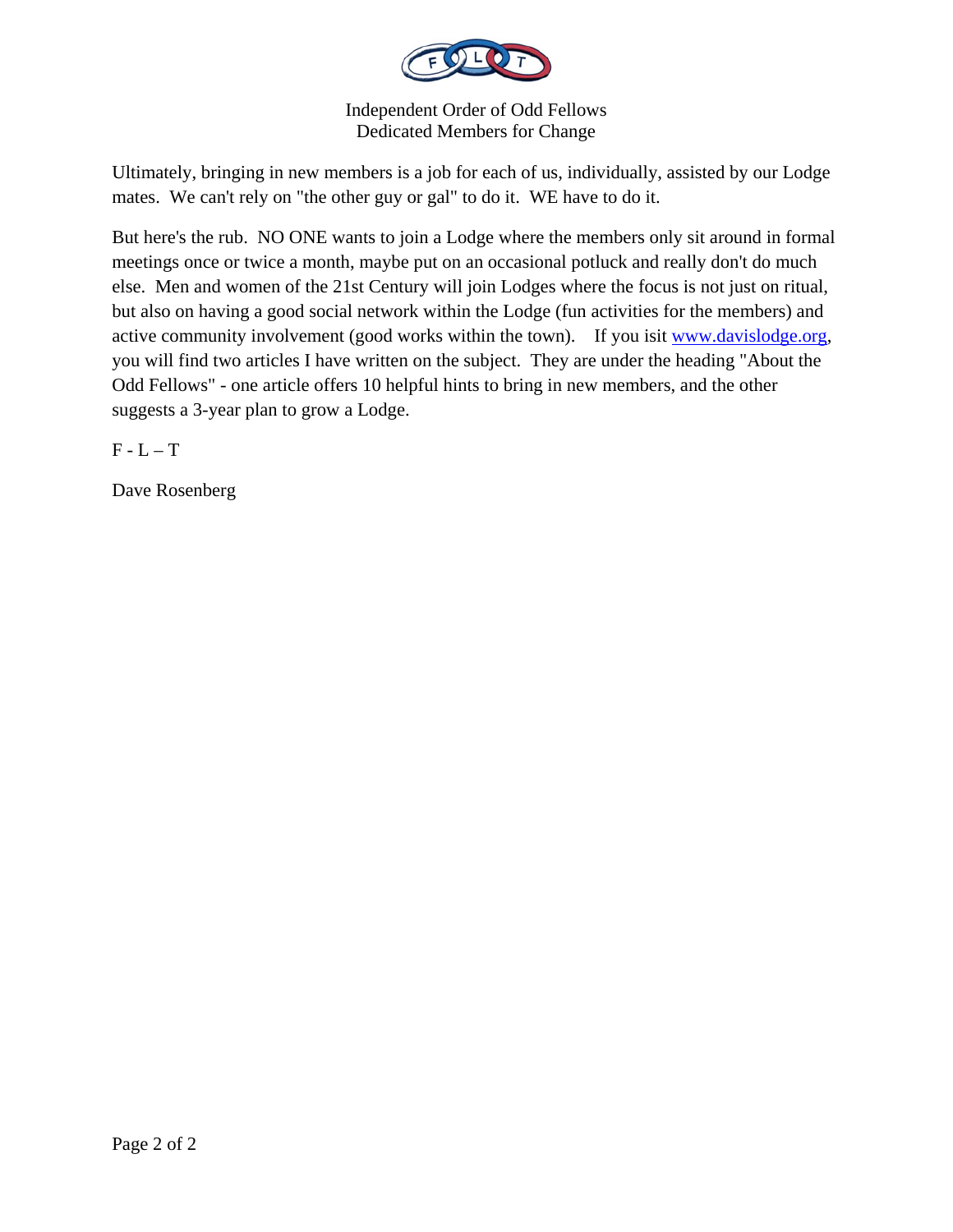Independent Order of Odd Fellows
Dedicated Members for Change

Ultimately, bringing in new members is a job for each of us, individually, assisted by our Lodge mates. We can't rely on "the other guy or gal" to do it. WE have to do it.

But here's the rub. NO ONE wants to join a Lodge where the members only sit around in formal meetings once or twice a month, maybe put on an occasional potluck and really don't do much else. Men and women of the 21st Century will join Lodges where the focus is not just on ritual, but also on having a good social network within the Lodge (fun activities for the members) and active community involvement (good works within the town). If you isit [www.davislodge.org](http://www.davislodge.org), you will find two articles I have written on the subject. They are under the heading "About the Odd Fellows" - one article offers 10 helpful hints to bring in new members, and the other suggests a 3-year plan to grow a Lodge.

F - L – T

Dave Rosenberg